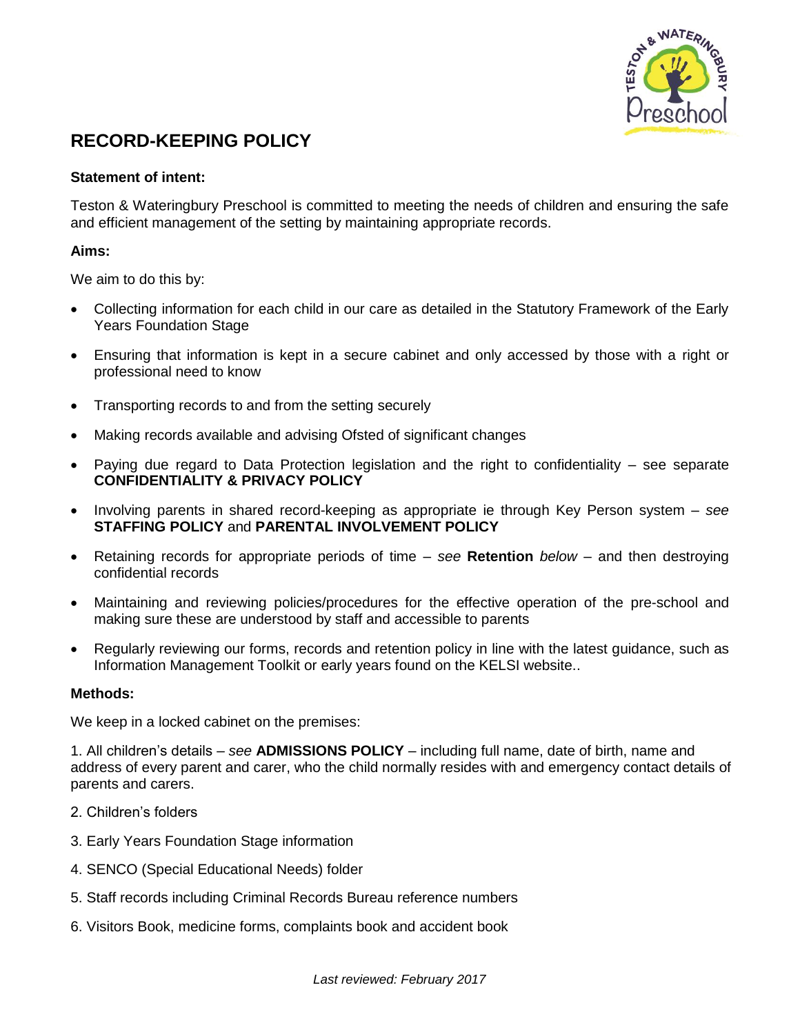# RECORD-KEEPING POLICY

**Statement of intent:**

Teston & Wateringbury Preschool is committed to meeting the needs of children and ensuring the safe and efficient management of the setting by maintaining appropriate records.

**Aims:**

We aim to do this by:

- Collecting information for each child in our care as detailed in the Statutory Framework of the Early Years Foundation Stage
- Ensuring that information is kept in a secure cabinet and only accessed by those with a right or professional need to know
- Transporting records to and from the setting securely
- Making records available and advising Ofsted of significant changes
- Paying due regard to Data Protection legislation and the right to confidentiality – see separate **CONFIDENTIALITY & PRIVACY POLICY**
- Involving parents in shared record-keeping as appropriate ie through Key Person system – *see* **STAFFING POLICY** and **PARENTAL INVOLVEMENT POLICY**
- Retaining records for appropriate periods of time – *see* **Retention** *below* – and then destroying confidential records
- Maintaining and reviewing policies/procedures for the effective operation of the pre-school and making sure these are understood by staff and accessible to parents
- Regularly reviewing our forms, records and retention policy in line with the latest guidance, such as Information Management Toolkit or early years found on the KELSI website..

**Methods:**

We keep in a locked cabinet on the premises:

1. All children's details – *see* **ADMISSIONS POLICY** – including full name, date of birth, name and address of every parent and carer, who the child normally resides with and emergency contact details of parents and carers.

2. Children's folders

3. Early Years Foundation Stage information

4. SENCO (Special Educational Needs) folder

5. Staff records including Criminal Records Bureau reference numbers

6. Visitors Book, medicine forms, complaints book and accident book

*Last reviewed: February 2017*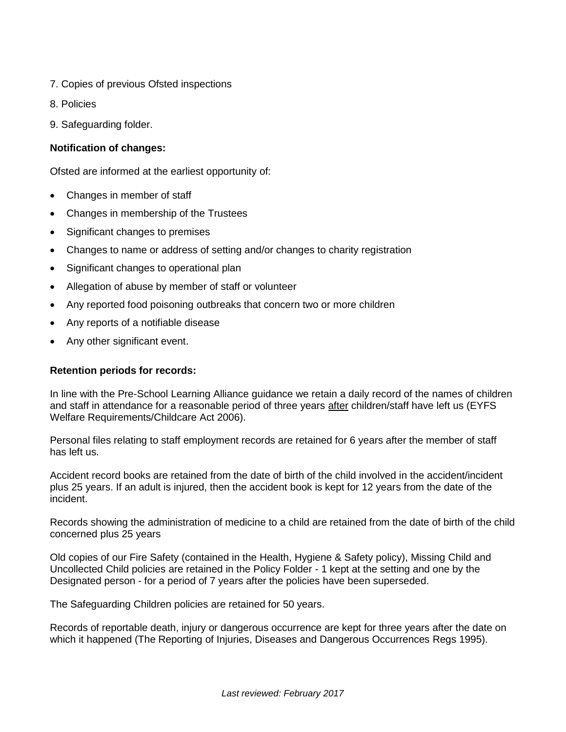7. Copies of previous Ofsted inspections
8. Policies
9. Safeguarding folder.

**Notification of changes:**

Ofsted are informed at the earliest opportunity of:

- Changes in member of staff
- Changes in membership of the Trustees
- Significant changes to premises
- Changes to name or address of setting and/or changes to charity registration
- Significant changes to operational plan
- Allegation of abuse by member of staff or volunteer
- Any reported food poisoning outbreaks that concern two or more children
- Any reports of a notifiable disease
- Any other significant event.

**Retention periods for records:**

In line with the Pre-School Learning Alliance guidance we retain a daily record of the names of children and staff in attendance for a reasonable period of three years <u>after</u> children/staff have left us (EYFS Welfare Requirements/Childcare Act 2006).

Personal files relating to staff employment records are retained for 6 years after the member of staff has left us.

Accident record books are retained from the date of birth of the child involved in the accident/incident plus 25 years. If an adult is injured, then the accident book is kept for 12 years from the date of the incident.

Records showing the administration of medicine to a child are retained from the date of birth of the child concerned plus 25 years

Old copies of our Fire Safety (contained in the Health, Hygiene & Safety policy), Missing Child and Uncollected Child policies are retained in the Policy Folder - 1 kept at the setting and one by the Designated person - for a period of 7 years after the policies have been superseded.

The Safeguarding Children policies are retained for 50 years.

Records of reportable death, injury or dangerous occurrence are kept for three years after the date on which it happened (The Reporting of Injuries, Diseases and Dangerous Occurrences Regs 1995).

*Last reviewed: February 2017*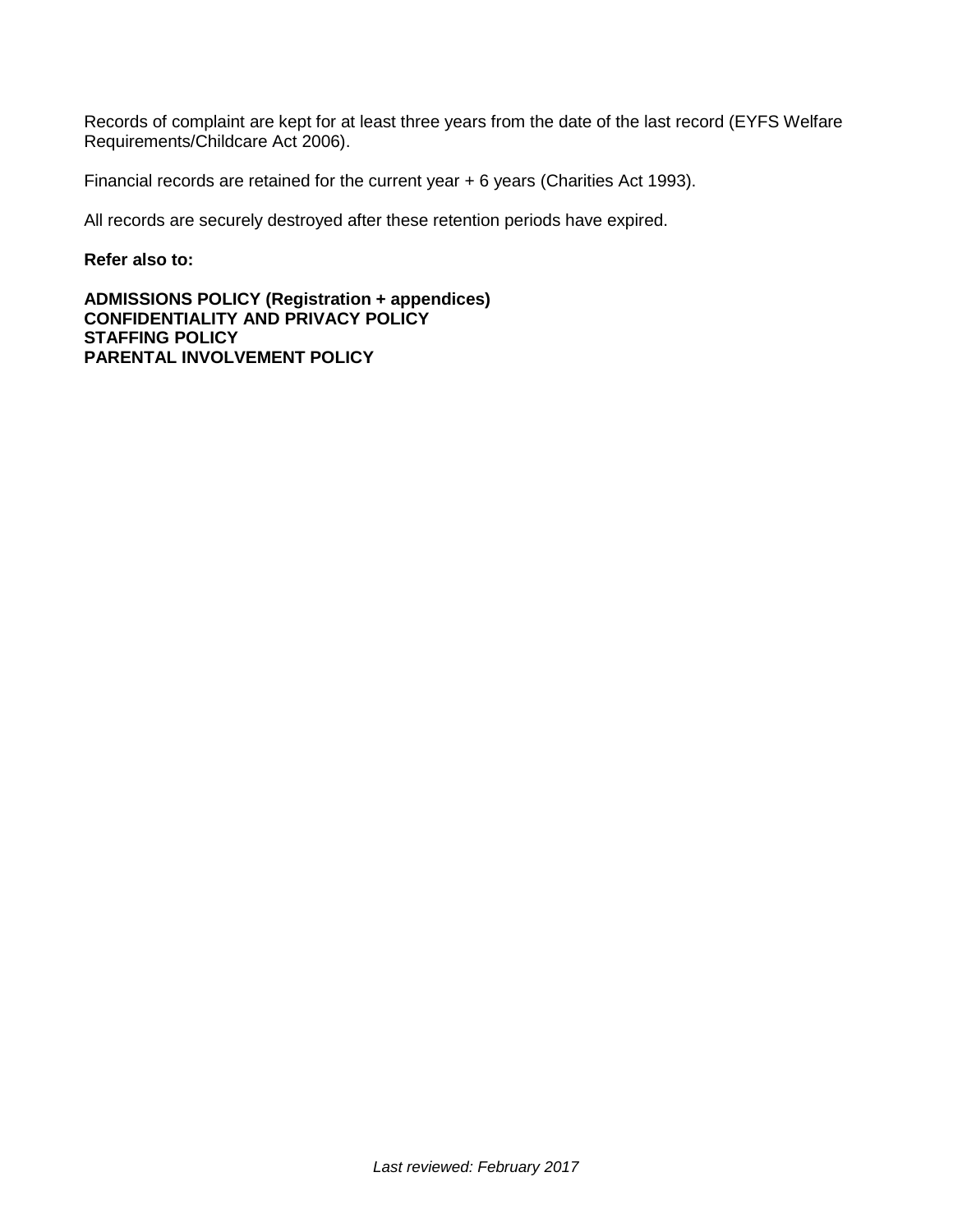Records of complaint are kept for at least three years from the date of the last record (EYFS Welfare Requirements/Childcare Act 2006).

Financial records are retained for the current year + 6 years (Charities Act 1993).

All records are securely destroyed after these retention periods have expired.

**Refer also to:**

**ADMISSIONS POLICY (Registration + appendices)**
**CONFIDENTIALITY AND PRIVACY POLICY**
**STAFFING POLICY**
**PARENTAL INVOLVEMENT POLICY**

*Last reviewed: February 2017*